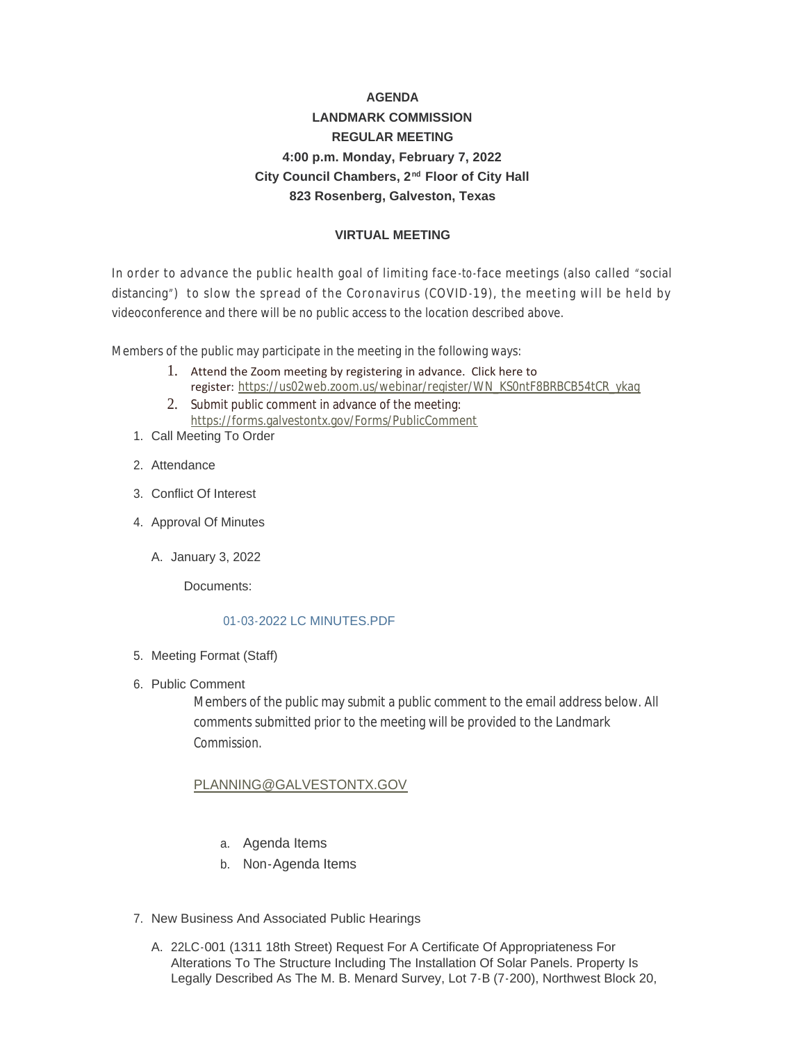# AGENDA
## LANDMARK COMMISSION
## REGULAR MEETING
### 4:00 p.m. Monday, February 7, 2022
### City Council Chambers, 2nd Floor of City Hall
### 823 Rosenberg, Galveston, Texas

### VIRTUAL MEETING

In order to advance the public health goal of limiting face-to-face meetings (also called "social distancing") to slow the spread of the Coronavirus (COVID-19), the meeting will be held by videoconference and there will be no public access to the location described above.

Members of the public may participate in the meeting in the following ways:

1. Attend the Zoom meeting by registering in advance. Click here to register: https://us02web.zoom.us/webinar/register/WN_KS0ntF8BRBCB54tCR_ykag
2. Submit public comment in advance of the meeting: https://forms.galvestontx.gov/Forms/PublicComment

1. Call Meeting To Order
2. Attendance
3. Conflict Of Interest
4. Approval Of Minutes
   - A. January 3, 2022

     Documents:

     01-03-2022 LC MINUTES.PDF
5. Meeting Format (Staff)
6. Public Comment

   Members of the public may submit a public comment to the email address below. All comments submitted prior to the meeting will be provided to the Landmark Commission.

   PLANNING@GALVESTONTX.GOV

   - a. Agenda Items
   - b. Non-Agenda Items
7. New Business And Associated Public Hearings
   - A. 22LC-001 (1311 18th Street) Request For A Certificate Of Appropriateness For Alterations To The Structure Including The Installation Of Solar Panels. Property Is Legally Described As The M. B. Menard Survey, Lot 7-B (7-200), Northwest Block 20,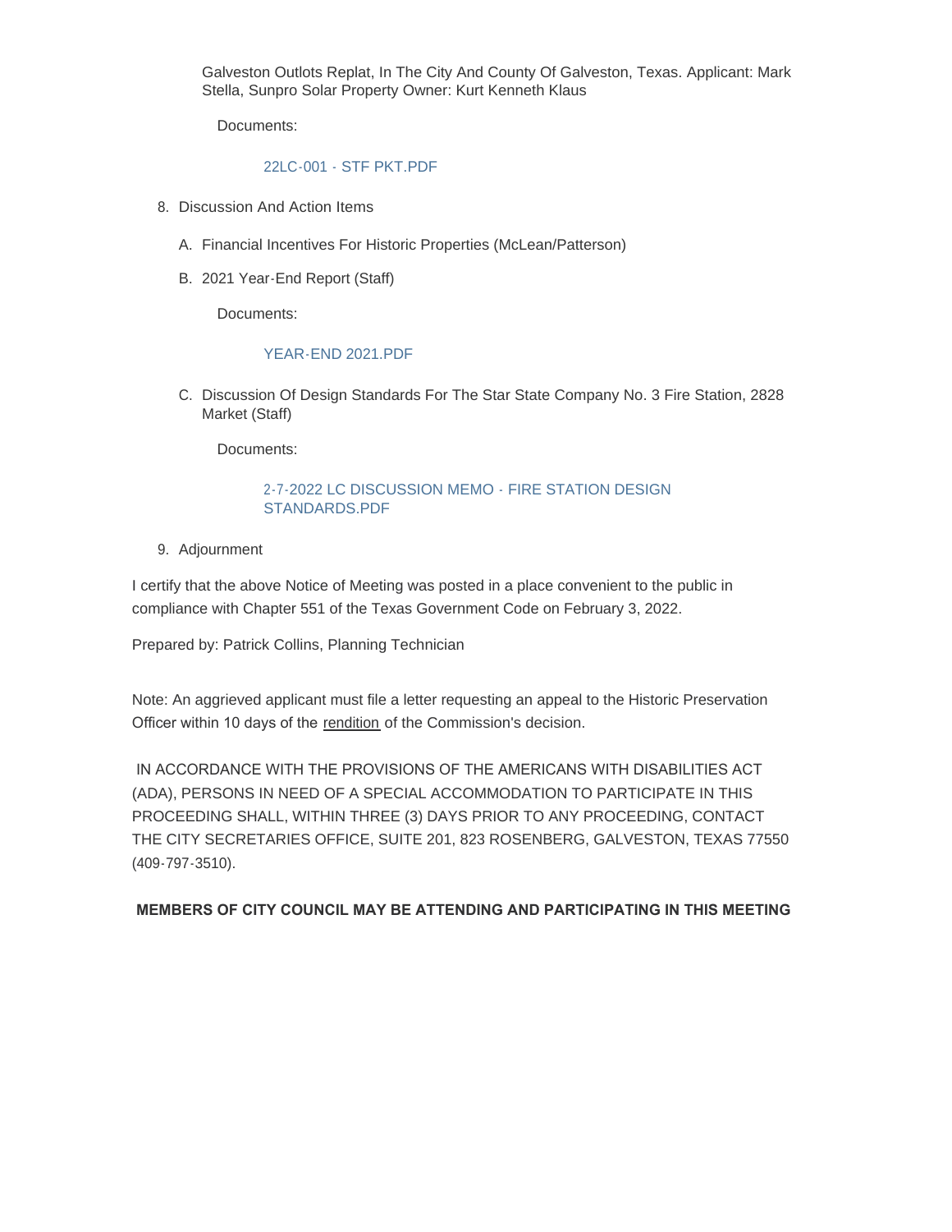Galveston Outlots Replat, In The City And County Of Galveston, Texas. Applicant: Mark Stella, Sunpro Solar Property Owner: Kurt Kenneth Klaus

Documents:

22LC-001 - STF PKT.PDF

8. Discussion And Action Items

   A. Financial Incentives For Historic Properties (McLean/Patterson)

   B. 2021 Year-End Report (Staff)

      Documents:

      YEAR-END 2021.PDF

   C. Discussion Of Design Standards For The Star State Company No. 3 Fire Station, 2828 Market (Staff)

      Documents:

      2-7-2022 LC DISCUSSION MEMO - FIRE STATION DESIGN STANDARDS.PDF

9. Adjournment

I certify that the above Notice of Meeting was posted in a place convenient to the public in compliance with Chapter 551 of the Texas Government Code on February 3, 2022.

Prepared by: Patrick Collins, Planning Technician

Note: An aggrieved applicant must file a letter requesting an appeal to the Historic Preservation Officer within 10 days of the rendition of the Commission's decision.

IN ACCORDANCE WITH THE PROVISIONS OF THE AMERICANS WITH DISABILITIES ACT (ADA), PERSONS IN NEED OF A SPECIAL ACCOMMODATION TO PARTICIPATE IN THIS PROCEEDING SHALL, WITHIN THREE (3) DAYS PRIOR TO ANY PROCEEDING, CONTACT THE CITY SECRETARIES OFFICE, SUITE 201, 823 ROSENBERG, GALVESTON, TEXAS 77550 (409-797-3510).

**MEMBERS OF CITY COUNCIL MAY BE ATTENDING AND PARTICIPATING IN THIS MEETING**